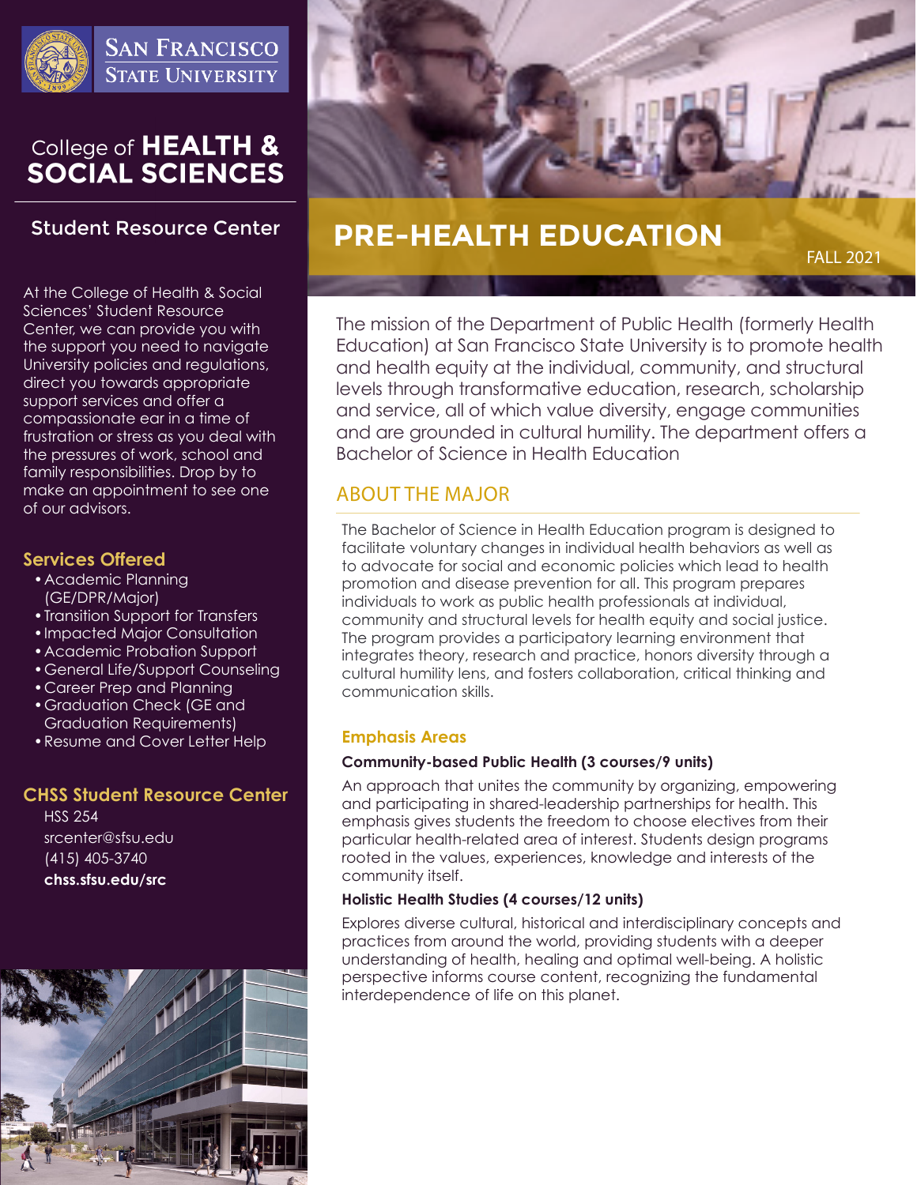San Francisco State University

College of **HEALTH & SOCIAL SCIENCES**

## Student Resource Center

At the College of Health & Social Sciences' Student Resource Center, we can provide you with the support you need to navigate University policies and regulations, direct you towards appropriate support services and offer a compassionate ear in a time of frustration or stress as you deal with the pressures of work, school and family responsibilities. Drop by to make an appointment to see one of our advisors.

### Services Offered

- Academic Planning (GE/DPR/Major)
- Transition Support for Transfers
- Impacted Major Consultation
- Academic Probation Support
- General Life/Support Counseling
- Career Prep and Planning
- Graduation Check (GE and Graduation Requirements)
- Resume and Cover Letter Help

### CHSS Student Resource Center

HSS 254
srcenter@sfsu.edu
(415) 405-3740
**chss.sfsu.edu/src**

# PRE-HEALTH EDUCATION

FALL 2021

The mission of the Department of Public Health (formerly Health Education) at San Francisco State University is to promote health and health equity at the individual, community, and structural levels through transformative education, research, scholarship and service, all of which value diversity, engage communities and are grounded in cultural humility. The department offers a Bachelor of Science in Health Education

## ABOUT THE MAJOR

The Bachelor of Science in Health Education program is designed to facilitate voluntary changes in individual health behaviors as well as to advocate for social and economic policies which lead to health promotion and disease prevention for all. This program prepares individuals to work as public health professionals at individual, community and structural levels for health equity and social justice. The program provides a participatory learning environment that integrates theory, research and practice, honors diversity through a cultural humility lens, and fosters collaboration, critical thinking and communication skills.

### Emphasis Areas

**Community-based Public Health (3 courses/9 units)**

An approach that unites the community by organizing, empowering and participating in shared-leadership partnerships for health. This emphasis gives students the freedom to choose electives from their particular health-related area of interest. Students design programs rooted in the values, experiences, knowledge and interests of the community itself.

**Holistic Health Studies (4 courses/12 units)**

Explores diverse cultural, historical and interdisciplinary concepts and practices from around the world, providing students with a deeper understanding of health, healing and optimal well-being. A holistic perspective informs course content, recognizing the fundamental interdependence of life on this planet.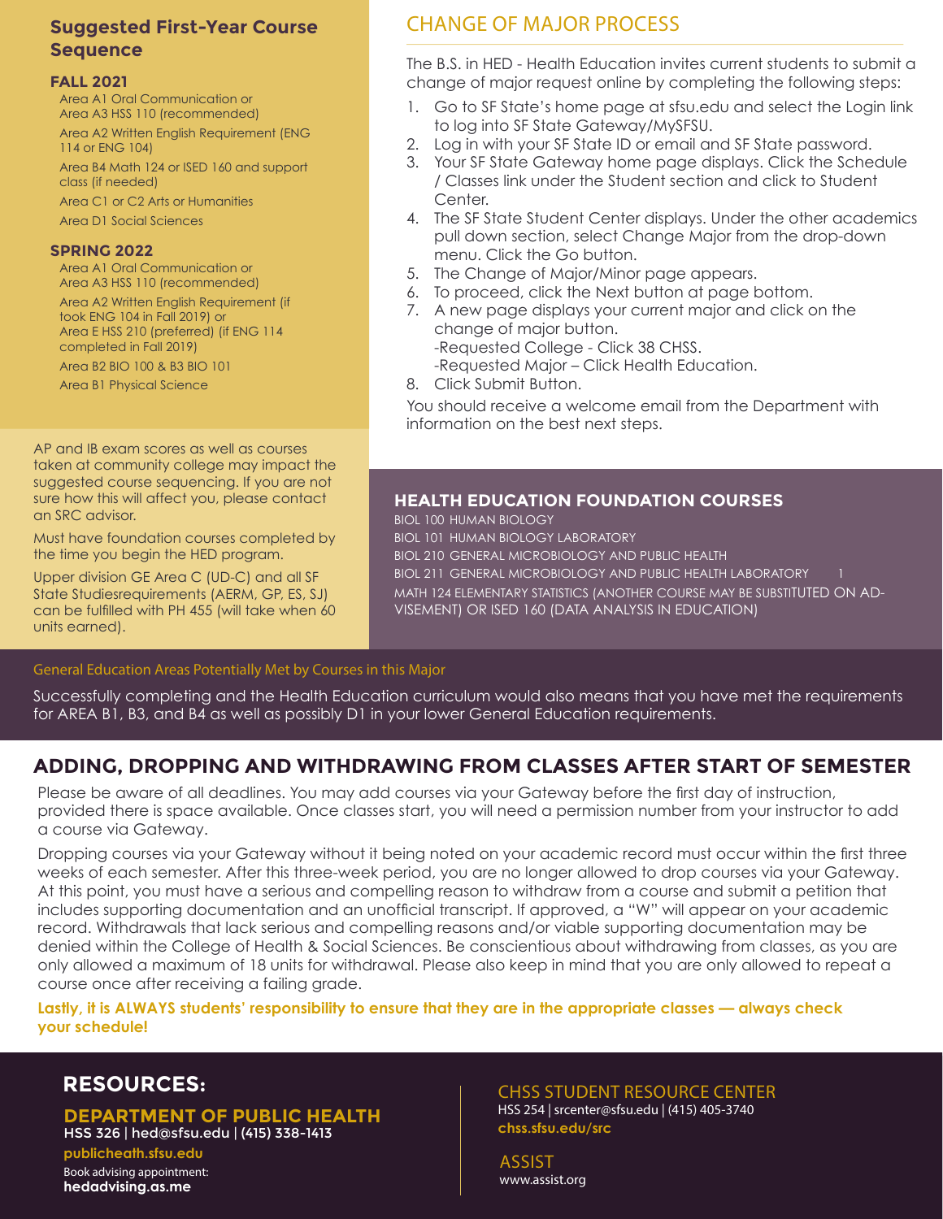## Suggested First-Year Course Sequence

### FALL 2021

Area A1 Oral Communication or Area A3 HSS 110 (recommended)

Area A2 Written English Requirement (ENG 114 or ENG 104)

Area B4 Math 124 or ISED 160 and support class (if needed)

Area C1 or C2 Arts or Humanities

Area D1 Social Sciences

### SPRING 2022

Area A1 Oral Communication or Area A3 HSS 110 (recommended)

Area A2 Written English Requirement (if took ENG 104 in Fall 2019) or Area E HSS 210 (preferred) (if ENG 114 completed in Fall 2019)

Area B2 BIO 100 & B3 BIO 101

Area B1 Physical Science

AP and IB exam scores as well as courses taken at community college may impact the suggested course sequencing. If you are not sure how this will affect you, please contact an SRC advisor.

Must have foundation courses completed by the time you begin the HED program.

Upper division GE Area C (UD-C) and all SF State Studiesrequirements (AERM, GP, ES, SJ) can be fulfilled with PH 455 (will take when 60 units earned).

## CHANGE OF MAJOR PROCESS

The B.S. in HED - Health Education invites current students to submit a change of major request online by completing the following steps:

1. Go to SF State's home page at sfsu.edu and select the Login link to log into SF State Gateway/MySFSU.
2. Log in with your SF State ID or email and SF State password.
3. Your SF State Gateway home page displays. Click the Schedule / Classes link under the Student section and click to Student Center.
4. The SF State Student Center displays. Under the other academics pull down section, select Change Major from the drop-down menu. Click the Go button.
5. The Change of Major/Minor page appears.
6. To proceed, click the Next button at page bottom.
7. A new page displays your current major and click on the change of major button.
   -Requested College - Click 38 CHSS.
   -Requested Major – Click Health Education.
8. Click Submit Button.

You should receive a welcome email from the Department with information on the best next steps.

## HEALTH EDUCATION FOUNDATION COURSES

BIOL 100 HUMAN BIOLOGY

BIOL 101 HUMAN BIOLOGY LABORATORY

BIOL 210 GENERAL MICROBIOLOGY AND PUBLIC HEALTH

BIOL 211 GENERAL MICROBIOLOGY AND PUBLIC HEALTH LABORATORY 1

MATH 124 ELEMENTARY STATISTICS (ANOTHER COURSE MAY BE SUBSTITUTED ON ADVISEMENT) OR ISED 160 (DATA ANALYSIS IN EDUCATION)

### General Education Areas Potentially Met by Courses in this Major

Successfully completing and the Health Education curriculum would also means that you have met the requirements for AREA B1, B3, and B4 as well as possibly D1 in your lower General Education requirements.

## ADDING, DROPPING AND WITHDRAWING FROM CLASSES AFTER START OF SEMESTER

Please be aware of all deadlines. You may add courses via your Gateway before the first day of instruction, provided there is space available. Once classes start, you will need a permission number from your instructor to add a course via Gateway.

Dropping courses via your Gateway without it being noted on your academic record must occur within the first three weeks of each semester. After this three-week period, you are no longer allowed to drop courses via your Gateway. At this point, you must have a serious and compelling reason to withdraw from a course and submit a petition that includes supporting documentation and an unofficial transcript. If approved, a "W" will appear on your academic record. Withdrawals that lack serious and compelling reasons and/or viable supporting documentation may be denied within the College of Health & Social Sciences. Be conscientious about withdrawing from classes, as you are only allowed a maximum of 18 units for withdrawal. Please also keep in mind that you are only allowed to repeat a course once after receiving a failing grade.

**Lastly, it is ALWAYS students' responsibility to ensure that they are in the appropriate classes — always check your schedule!**

## RESOURCES:

### DEPARTMENT OF PUBLIC HEALTH

HSS 326 | hed@sfsu.edu | (415) 338-1413

**publicheath.sfsu.edu**

Book advising appointment:
**hedadvising.as.me**

### CHSS STUDENT RESOURCE CENTER

HSS 254 | srcenter@sfsu.edu | (415) 405-3740

**chss.sfsu.edu/src**

### ASSIST

www.assist.org